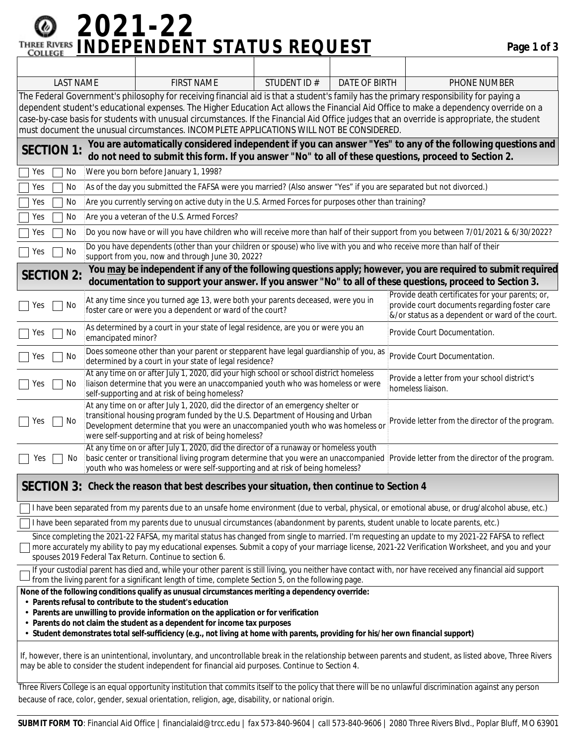# 2021-22 INDEPENDENT STATUS REQUEST

| LAST NAME | FIRST NAME | STUDENT ID # | DATE OF BIRTH | PHONE NUMBER |
|---|---|---|---|---|
| | | | | |

The Federal Government's philosophy for receiving financial aid is that a student's family has the primary responsibility for paying a dependent student's educational expenses. The Higher Education Act allows the Financial Aid Office to make a dependency override on a case-by-case basis for students with unusual circumstances. If the Financial Aid Office judges that an override is appropriate, the student must document the unusual circumstances. INCOMPLETE APPLICATIONS WILL NOT BE CONSIDERED.

## SECTION 1: You are automatically considered independent if you can answer "Yes" to any of the following questions and do not need to submit this form. If you answer "No" to all of these questions, proceed to Section 2.

- ☐ Yes ☐ No Were you born before January 1, 1998?
- ☐ Yes ☐ No As of the day you submitted the FAFSA were you married? (Also answer "Yes" if you are separated but not divorced.)
- ☐ Yes ☐ No Are you currently serving on active duty in the U.S. Armed Forces for purposes other than training?
- ☐ Yes ☐ No Are you a veteran of the U.S. Armed Forces?
- ☐ Yes ☐ No Do you now have or will you have children who will receive more than half of their support from you between 7/01/2021 & 6/30/2022?
- ☐ Yes ☐ No Do you have dependents (other than your children or spouse) who live with you and who receive more than half of their support from you, now and through June 30, 2022?

## SECTION 2: You *may* be independent if any of the following questions apply; however, you are required to submit required documentation to support your answer. If you answer "No" to all of these questions, proceed to Section 3.

| | Question | Documentation |
|---|---|---|
| ☐ Yes ☐ No | At any time since you turned age 13, were both your parents deceased, were you in foster care or were you a dependent or ward of the court? | Provide death certificates for your parents; or, provide court documents regarding foster care &/or status as a dependent or ward of the court. |
| ☐ Yes ☐ No | As determined by a court in your state of legal residence, are you or were you an emancipated minor? | Provide Court Documentation. |
| ☐ Yes ☐ No | Does someone other than your parent or stepparent have legal guardianship of you, as determined by a court in your state of legal residence? | Provide Court Documentation. |
| ☐ Yes ☐ No | At any time on or after July 1, 2020, did your high school or school district homeless liaison determine that you were an unaccompanied youth who was homeless or were self-supporting and at risk of being homeless? | Provide a letter from your school district's homeless liaison. |
| ☐ Yes ☐ No | At any time on or after July 1, 2020, did the director of an emergency shelter or transitional housing program funded by the U.S. Department of Housing and Urban Development determine that you were an unaccompanied youth who was homeless or were self-supporting and at risk of being homeless? | Provide letter from the director of the program. |
| ☐ Yes ☐ No | At any time on or after July 1, 2020, did the director of a runaway or homeless youth basic center or transitional living program determine that you were an unaccompanied youth who was homeless or were self-supporting and at risk of being homeless? | Provide letter from the director of the program. |

## SECTION 3: Check the reason that best describes your situation, then continue to Section 4

- ☐ I have been separated from my parents due to an unsafe home environment (due to verbal, physical, or emotional abuse, or drug/alcohol abuse, etc.)
- ☐ I have been separated from my parents due to unusual circumstances (abandonment by parents, student unable to locate parents, etc.)
- ☐ Since completing the 2021-22 FAFSA, my marital status has changed from single to married. I'm requesting an update to my 2021-22 FAFSA to reflect more accurately my ability to pay my educational expenses. Submit a copy of your marriage license, 2021-22 Verification Worksheet, and you and your spouses 2019 Federal Tax Return. Continue to section 6.
- ☐ If your custodial parent has died and, while your other parent is still living, you neither have contact with, nor have received any financial aid support from the living parent for a significant length of time, complete Section 5, on the following page.

**None of the following conditions qualify as unusual circumstances meriting a dependency override:**

- **Parents refusal to contribute to the student's education**
- **Parents are unwilling to provide information on the application or for verification**
- **Parents do not claim the student as a dependent for income tax purposes**
- ***Student demonstrates total self-sufficiency (e.g., not living at home with parents, providing for his/her own financial support)***

If, however, there is an unintentional, involuntary, and uncontrollable break in the relationship between parents and student, as listed above, Three Rivers may be able to consider the student independent for financial aid purposes. Continue to Section 4.

Three Rivers College is an equal opportunity institution that commits itself to the policy that there will be no unlawful discrimination against any person because of race, color, gender, sexual orientation, religion, age, disability, or national origin.

**SUBMIT FORM TO**: Financial Aid Office | financialaid@trcc.edu | fax 573-840-9604 | call 573-840-9606 | 2080 Three Rivers Blvd., Poplar Bluff, MO 63901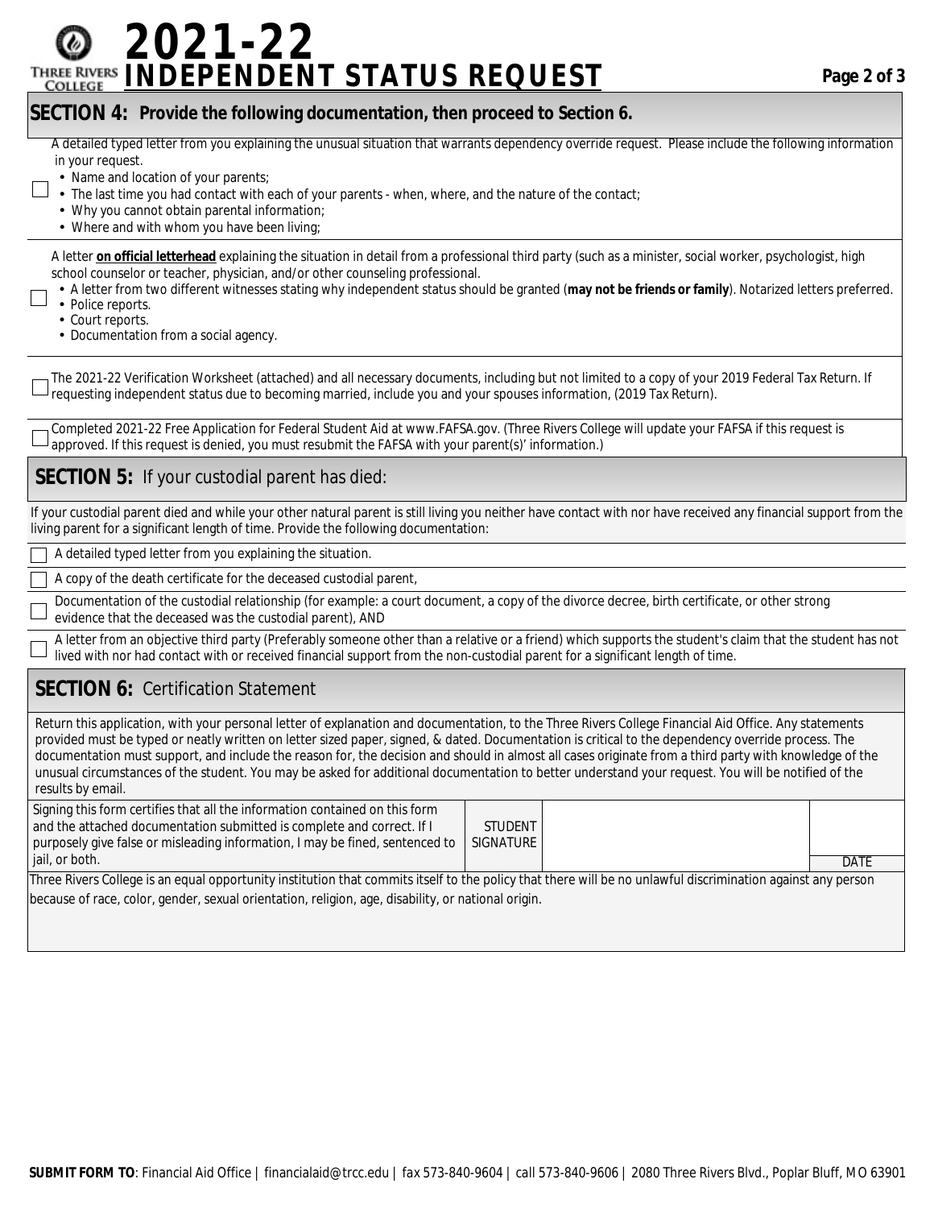# 2021-22 INDEPENDENT STATUS REQUEST

## SECTION 4: Provide the following documentation, then proceed to Section 6.

- [ ] A detailed typed letter from you explaining the unusual situation that warrants dependency override request. Please include the following information in your request.
  - Name and location of your parents;
  - The last time you had contact with each of your parents - when, where, and the nature of the contact;
  - Why you cannot obtain parental information;
  - Where and with whom you have been living;

- [ ] A letter **on official letterhead** explaining the situation in detail from a professional third party (such as a minister, social worker, psychologist, high school counselor or teacher, physician, and/or other counseling professional.
  - A letter from two different witnesses stating why independent status should be granted (**may not be friends or family**). Notarized letters preferred.
  - Police reports.
  - Court reports.
  - Documentation from a social agency.

- [ ] The 2021-22 Verification Worksheet (attached) and all necessary documents, including but not limited to a copy of your 2019 Federal Tax Return. If requesting independent status due to becoming married, include you and your spouses information, (2019 Tax Return).

- [ ] Completed 2021-22 Free Application for Federal Student Aid at www.FAFSA.gov. (Three Rivers College will update your FAFSA if this request is approved. If this request is denied, you must resubmit the FAFSA with your parent(s)' information.)

## SECTION 5: If your custodial parent has died:

If your custodial parent died and while your other natural parent is still living you neither have contact with nor have received any financial support from the living parent for a significant length of time. Provide the following documentation:

- [ ] A detailed typed letter from you explaining the situation.
- [ ] A copy of the death certificate for the deceased custodial parent,
- [ ] Documentation of the custodial relationship (for example: a court document, a copy of the divorce decree, birth certificate, or other strong evidence that the deceased was the custodial parent), AND
- [ ] A letter from an objective third party (Preferably someone other than a relative or a friend) which supports the student's claim that the student has not lived with nor had contact with or received financial support from the non-custodial parent for a significant length of time.

## SECTION 6: Certification Statement

Return this application, with your personal letter of explanation and documentation, to the Three Rivers College Financial Aid Office. Any statements provided must be typed or neatly written on letter sized paper, signed, & dated. Documentation is critical to the dependency override process. The documentation must support, and include the reason for, the decision and should in almost all cases originate from a third party with knowledge of the unusual circumstances of the student. You may be asked for additional documentation to better understand your request. You will be notified of the results by email.

| Signing this form certifies that all the information contained on this form and the attached documentation submitted is complete and correct. If I purposely give false or misleading information, I may be fined, sentenced to jail, or both. | STUDENT SIGNATURE | | DATE |
|---|---|---|---|

Three Rivers College is an equal opportunity institution that commits itself to the policy that there will be no unlawful discrimination against any person because of race, color, gender, sexual orientation, religion, age, disability, or national origin.

**SUBMIT FORM TO**: Financial Aid Office | financialaid@trcc.edu | fax 573-840-9604 | call 573-840-9606 | 2080 Three Rivers Blvd., Poplar Bluff, MO 63901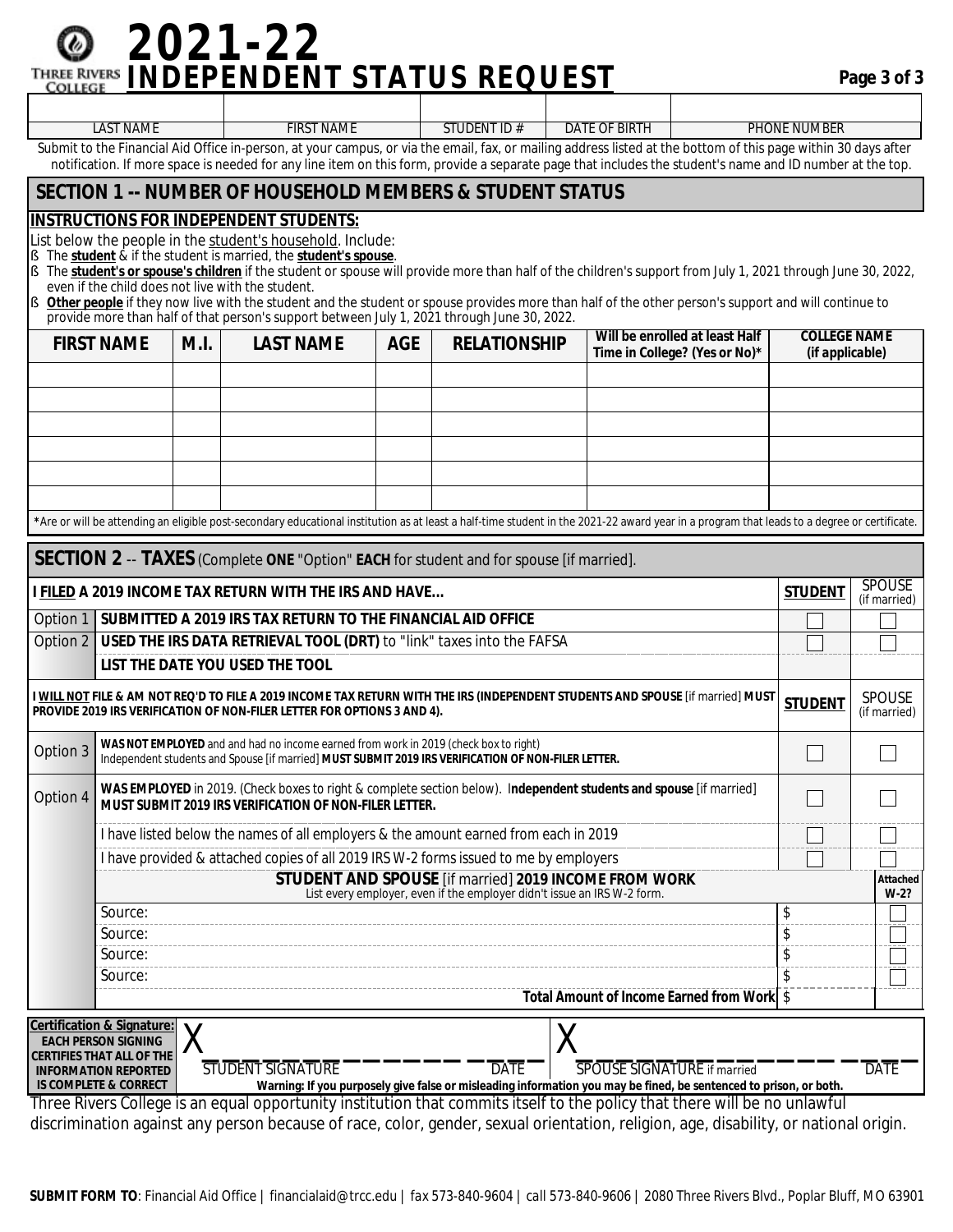# 2021-22 INDEPENDENT STATUS REQUEST

THREE RIVERS COLLEGE

| LAST NAME | FIRST NAME | STUDENT ID # | DATE OF BIRTH | PHONE NUMBER |
|---|---|---|---|---|
| | | | | |

Submit to the Financial Aid Office in-person, at your campus, or via the email, fax, or mailing address listed at the bottom of this page within 30 days after notification. If more space is needed for any line item on this form, provide a separate page that includes the student's name and ID number at the top.

## SECTION 1 -- NUMBER OF HOUSEHOLD MEMBERS & STUDENT STATUS

**INSTRUCTIONS FOR INDEPENDENT STUDENTS:**

List below the people in the student's household. Include:

- The **student** & if the student is married, the **student's spouse**.
- The **student's or spouse's children** if the student or spouse will provide more than half of the children's support from July 1, 2021 through June 30, 2022, even if the child does not live with the student.
- **Other people** if they now live with the student and the student or spouse provides more than half of the other person's support and will continue to provide more than half of that person's support between July 1, 2021 through June 30, 2022.

| FIRST NAME | M.I. | LAST NAME | AGE | RELATIONSHIP | Will be enrolled at least Half Time in College? (Yes or No)* | COLLEGE NAME (if applicable) |
|---|---|---|---|---|---|---|
| | | | | | | |
| | | | | | | |
| | | | | | | |
| | | | | | | |
| | | | | | | |
| | | | | | | |

*Are or will be attending an eligible post-secondary educational institution as at least a half-time student in the 2021-22 award year in a program that leads to a degree or certificate.

## SECTION 2 -- TAXES (Complete ONE "Option" EACH for student and for spouse [if married].

| I FILED A 2019 INCOME TAX RETURN WITH THE IRS AND HAVE... | | STUDENT | SPOUSE (if married) |
|---|---|---|---|
| Option 1 | SUBMITTED A 2019 IRS TAX RETURN TO THE FINANCIAL AID OFFICE | ☐ | ☐ |
| Option 2 | USED THE IRS DATA RETRIEVAL TOOL (DRT) to "link" taxes into the FAFSA | ☐ | ☐ |
| | LIST THE DATE YOU USED THE TOOL | | |

| I WILL NOT FILE & AM NOT REQ'D TO FILE A 2019 INCOME TAX RETURN WITH THE IRS (INDEPENDENT STUDENTS AND SPOUSE [if married] MUST PROVIDE 2019 IRS VERIFICATION OF NON-FILER LETTER FOR OPTIONS 3 AND 4). | | STUDENT | SPOUSE (if married) |
|---|---|---|---|
| Option 3 | WAS NOT EMPLOYED and and had no income earned from work in 2019 (check box to right) Independent students and Spouse [if married] MUST SUBMIT 2019 IRS VERIFICATION OF NON-FILER LETTER. | ☐ | ☐ |
| Option 4 | WAS EMPLOYED in 2019. (Check boxes to right & complete section below). Independent students and spouse [if married] MUST SUBMIT 2019 IRS VERIFICATION OF NON-FILER LETTER. | ☐ | ☐ |
| | I have listed below the names of all employers & the amount earned from each in 2019 | ☐ | ☐ |
| | I have provided & attached copies of all 2019 IRS W-2 forms issued to me by employers | ☐ | ☐ |

| STUDENT AND SPOUSE [if married] 2019 INCOME FROM WORK<br>List every employer, even if the employer didn't issue an IRS W-2 form. | | Attached W-2? |
|---|---|---|
| Source: | $ | ☐ |
| Source: | $ | ☐ |
| Source: | $ | ☐ |
| Source: | $ | ☐ |
| Total Amount of Income Earned from Work | $ | |

**Certification & Signature:** EACH PERSON SIGNING CERTIFIES THAT ALL OF THE INFORMATION REPORTED IS COMPLETE & CORRECT

X ______________________ STUDENT SIGNATURE DATE

X ______________________ SPOUSE SIGNATURE if married DATE

**Warning: If you purposely give false or misleading information you may be fined, be sentenced to prison, or both.**

Three Rivers College is an equal opportunity institution that commits itself to the policy that there will be no unlawful discrimination against any person because of race, color, gender, sexual orientation, religion, age, disability, or national origin.

**SUBMIT FORM TO**: Financial Aid Office | financialaid@trcc.edu | fax 573-840-9604 | call 573-840-9606 | 2080 Three Rivers Blvd., Poplar Bluff, MO 63901